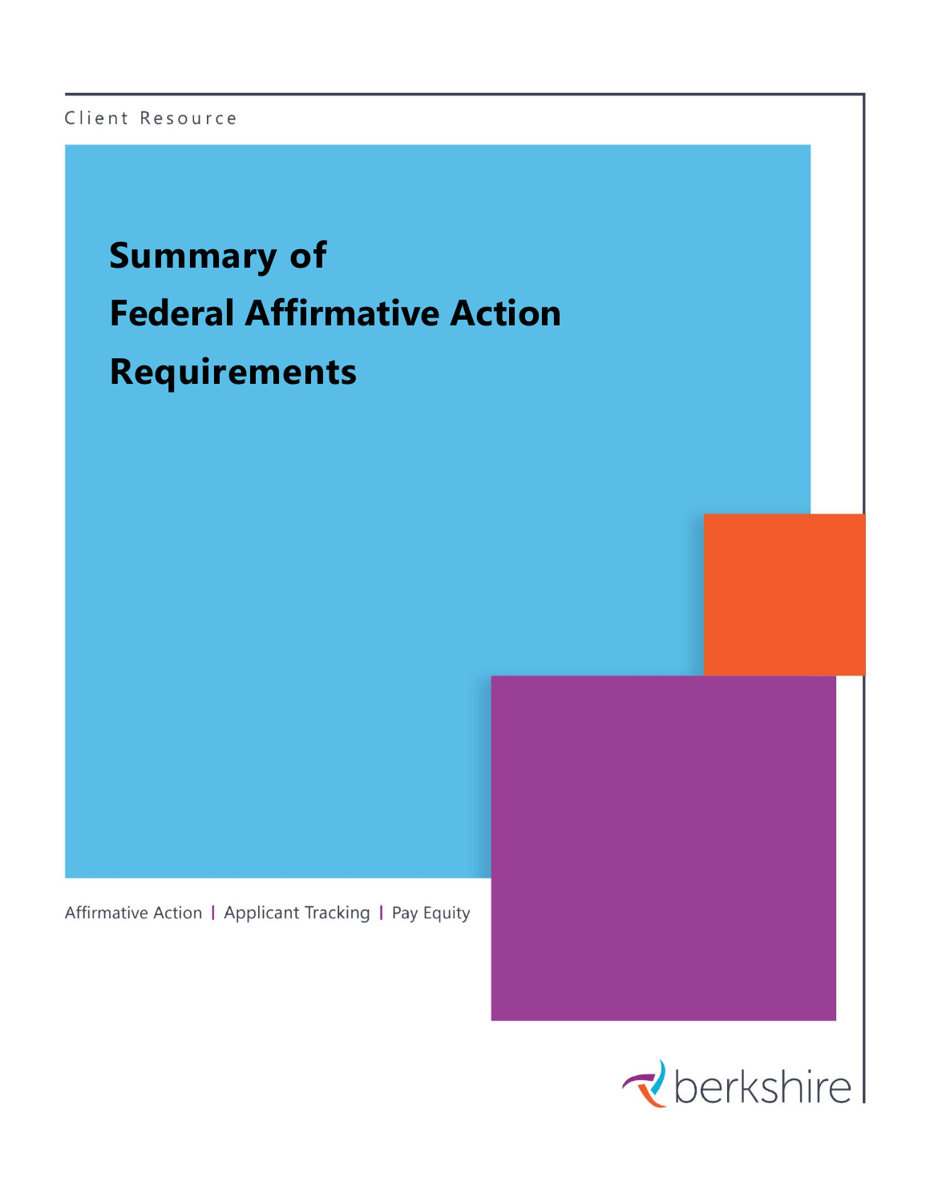Client Resource

# Summary of Federal Affirmative Action Requirements

Affirmative Action | Applicant Tracking | Pay Equity

berkshire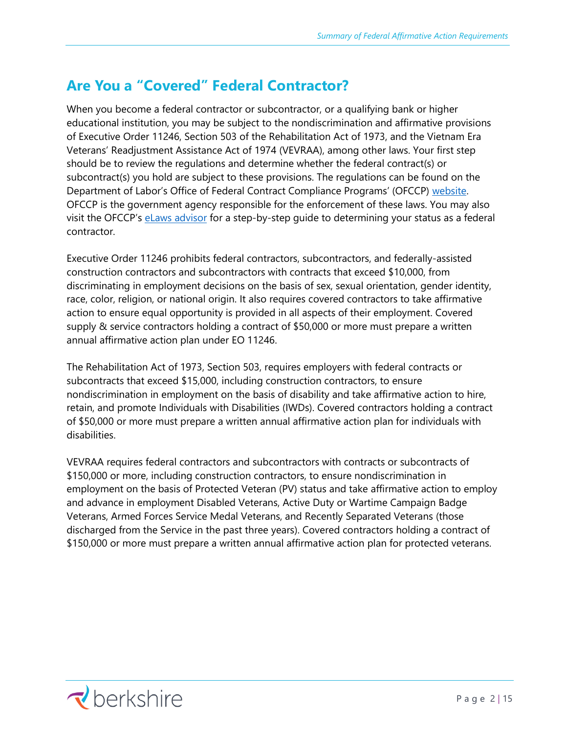## Are You a "Covered" Federal Contractor?

When you become a federal contractor or subcontractor, or a qualifying bank or higher educational institution, you may be subject to the nondiscrimination and affirmative provisions of Executive Order 11246, Section 503 of the Rehabilitation Act of 1973, and the Vietnam Era Veterans' Readjustment Assistance Act of 1974 (VEVRAA), among other laws. Your first step should be to review the regulations and determine whether the federal contract(s) or subcontract(s) you hold are subject to these provisions. The regulations can be found on the Department of Labor's Office of Federal Contract Compliance Programs' (OFCCP) website. OFCCP is the government agency responsible for the enforcement of these laws. You may also visit the OFCCP's eLaws advisor for a step-by-step guide to determining your status as a federal contractor.

Executive Order 11246 prohibits federal contractors, subcontractors, and federally-assisted construction contractors and subcontractors with contracts that exceed $10,000, from discriminating in employment decisions on the basis of sex, sexual orientation, gender identity, race, color, religion, or national origin. It also requires covered contractors to take affirmative action to ensure equal opportunity is provided in all aspects of their employment. Covered supply & service contractors holding a contract of $50,000 or more must prepare a written annual affirmative action plan under EO 11246.

The Rehabilitation Act of 1973, Section 503, requires employers with federal contracts or subcontracts that exceed $15,000, including construction contractors, to ensure nondiscrimination in employment on the basis of disability and take affirmative action to hire, retain, and promote Individuals with Disabilities (IWDs). Covered contractors holding a contract of $50,000 or more must prepare a written annual affirmative action plan for individuals with disabilities.

VEVRAA requires federal contractors and subcontractors with contracts or subcontracts of $150,000 or more, including construction contractors, to ensure nondiscrimination in employment on the basis of Protected Veteran (PV) status and take affirmative action to employ and advance in employment Disabled Veterans, Active Duty or Wartime Campaign Badge Veterans, Armed Forces Service Medal Veterans, and Recently Separated Veterans (those discharged from the Service in the past three years). Covered contractors holding a contract of $150,000 or more must prepare a written annual affirmative action plan for protected veterans.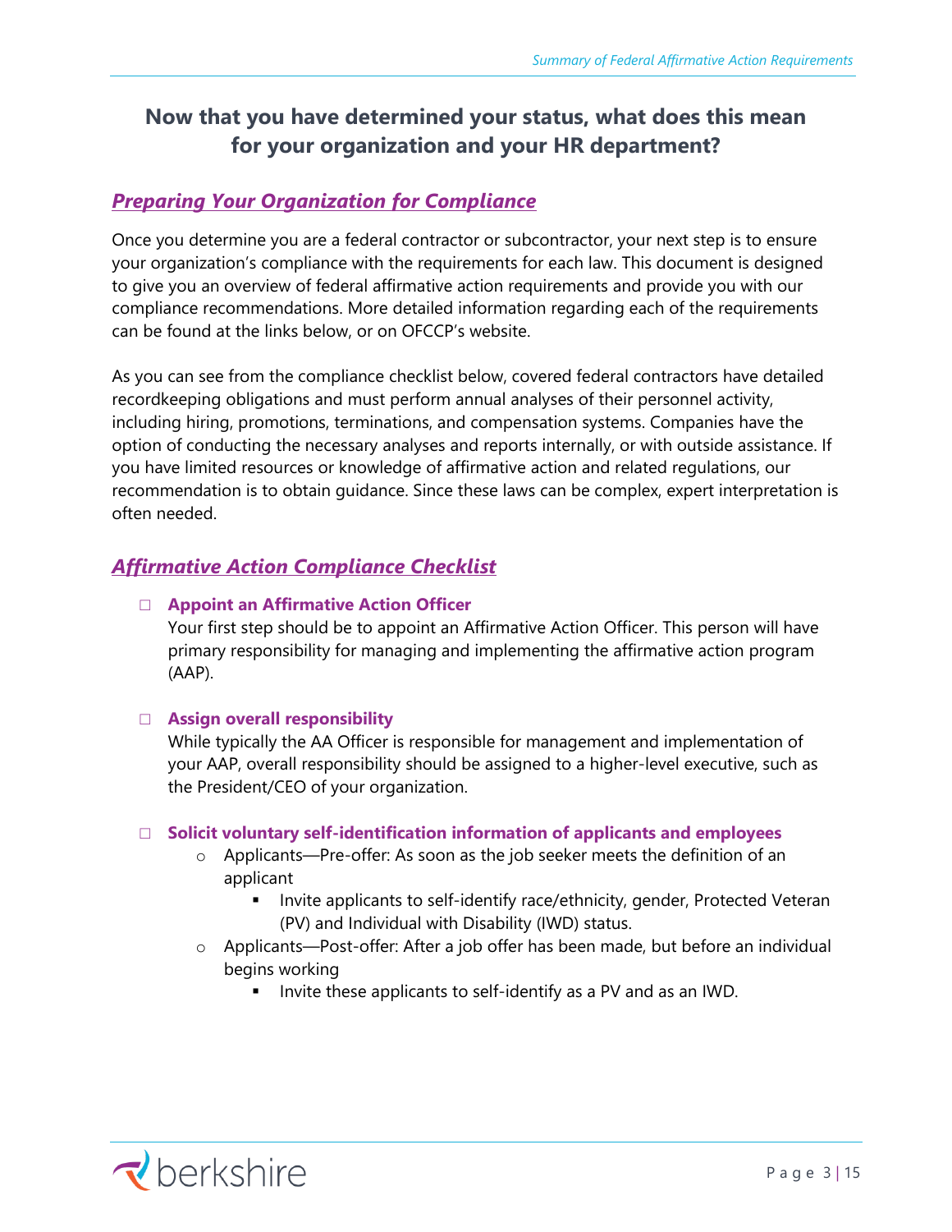## Now that you have determined your status, what does this mean for your organization and your HR department?

### *Preparing Your Organization for Compliance*

Once you determine you are a federal contractor or subcontractor, your next step is to ensure your organization's compliance with the requirements for each law. This document is designed to give you an overview of federal affirmative action requirements and provide you with our compliance recommendations. More detailed information regarding each of the requirements can be found at the links below, or on OFCCP's website.

As you can see from the compliance checklist below, covered federal contractors have detailed recordkeeping obligations and must perform annual analyses of their personnel activity, including hiring, promotions, terminations, and compensation systems. Companies have the option of conducting the necessary analyses and reports internally, or with outside assistance. If you have limited resources or knowledge of affirmative action and related regulations, our recommendation is to obtain guidance. Since these laws can be complex, expert interpretation is often needed.

### *Affirmative Action Compliance Checklist*

- ☐ **Appoint an Affirmative Action Officer**
  Your first step should be to appoint an Affirmative Action Officer. This person will have primary responsibility for managing and implementing the affirmative action program (AAP).

- ☐ **Assign overall responsibility**
  While typically the AA Officer is responsible for management and implementation of your AAP, overall responsibility should be assigned to a higher-level executive, such as the President/CEO of your organization.

- ☐ **Solicit voluntary self-identification information of applicants and employees**
  - Applicants—Pre-offer: As soon as the job seeker meets the definition of an applicant
    - Invite applicants to self-identify race/ethnicity, gender, Protected Veteran (PV) and Individual with Disability (IWD) status.
  - Applicants—Post-offer: After a job offer has been made, but before an individual begins working
    - Invite these applicants to self-identify as a PV and as an IWD.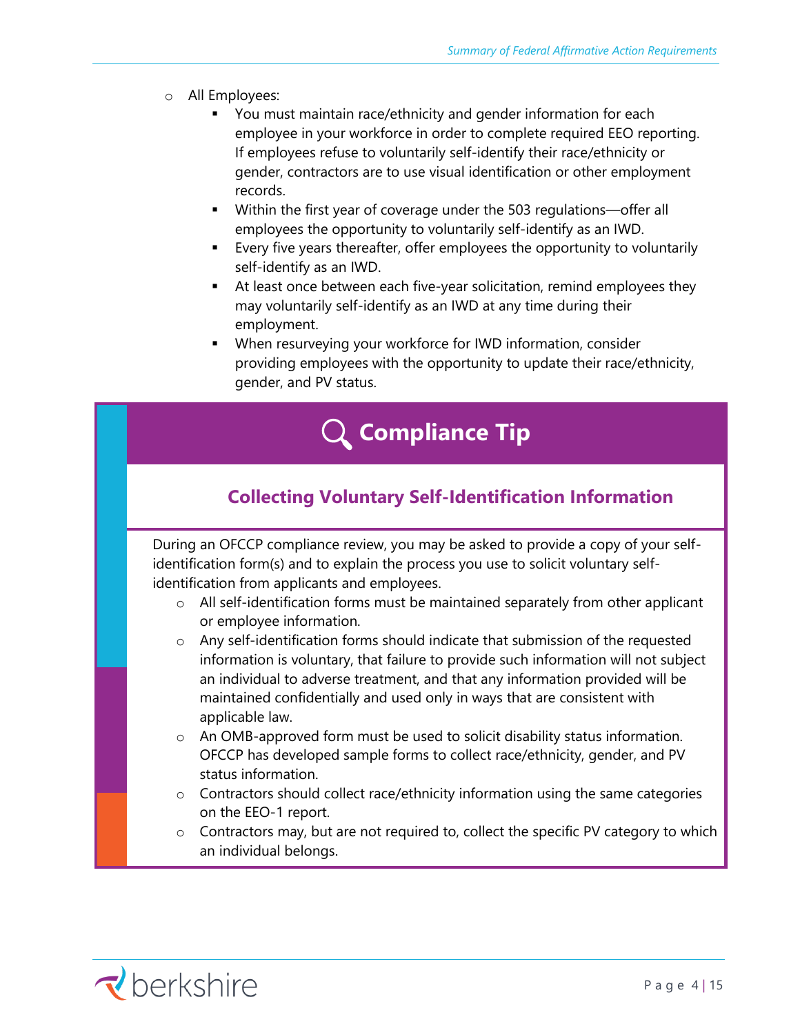- All Employees:
  - You must maintain race/ethnicity and gender information for each employee in your workforce in order to complete required EEO reporting. If employees refuse to voluntarily self-identify their race/ethnicity or gender, contractors are to use visual identification or other employment records.
  - Within the first year of coverage under the 503 regulations—offer all employees the opportunity to voluntarily self-identify as an IWD.
  - Every five years thereafter, offer employees the opportunity to voluntarily self-identify as an IWD.
  - At least once between each five-year solicitation, remind employees they may voluntarily self-identify as an IWD at any time during their employment.
  - When resurveying your workforce for IWD information, consider providing employees with the opportunity to update their race/ethnicity, gender, and PV status.

## Compliance Tip

### Collecting Voluntary Self-Identification Information

During an OFCCP compliance review, you may be asked to provide a copy of your self-identification form(s) and to explain the process you use to solicit voluntary self-identification from applicants and employees.

- All self-identification forms must be maintained separately from other applicant or employee information.
- Any self-identification forms should indicate that submission of the requested information is voluntary, that failure to provide such information will not subject an individual to adverse treatment, and that any information provided will be maintained confidentially and used only in ways that are consistent with applicable law.
- An OMB-approved form must be used to solicit disability status information. OFCCP has developed sample forms to collect race/ethnicity, gender, and PV status information.
- Contractors should collect race/ethnicity information using the same categories on the EEO-1 report.
- Contractors may, but are not required to, collect the specific PV category to which an individual belongs.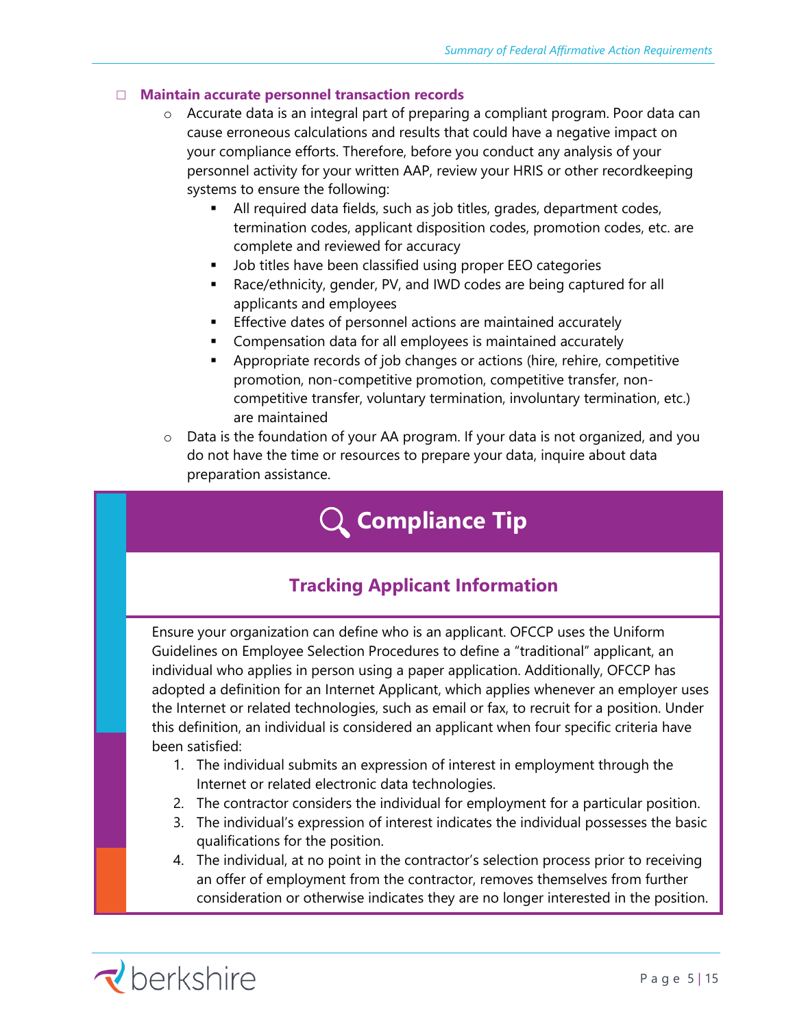- **Maintain accurate personnel transaction records**
  - Accurate data is an integral part of preparing a compliant program. Poor data can cause erroneous calculations and results that could have a negative impact on your compliance efforts. Therefore, before you conduct any analysis of your personnel activity for your written AAP, review your HRIS or other recordkeeping systems to ensure the following:
    - All required data fields, such as job titles, grades, department codes, termination codes, applicant disposition codes, promotion codes, etc. are complete and reviewed for accuracy
    - Job titles have been classified using proper EEO categories
    - Race/ethnicity, gender, PV, and IWD codes are being captured for all applicants and employees
    - Effective dates of personnel actions are maintained accurately
    - Compensation data for all employees is maintained accurately
    - Appropriate records of job changes or actions (hire, rehire, competitive promotion, non-competitive promotion, competitive transfer, non-competitive transfer, voluntary termination, involuntary termination, etc.) are maintained
  - Data is the foundation of your AA program. If your data is not organized, and you do not have the time or resources to prepare your data, inquire about data preparation assistance.

## Compliance Tip

### Tracking Applicant Information

Ensure your organization can define who is an applicant. OFCCP uses the Uniform Guidelines on Employee Selection Procedures to define a "traditional" applicant, an individual who applies in person using a paper application. Additionally, OFCCP has adopted a definition for an Internet Applicant, which applies whenever an employer uses the Internet or related technologies, such as email or fax, to recruit for a position. Under this definition, an individual is considered an applicant when four specific criteria have been satisfied:

1. The individual submits an expression of interest in employment through the Internet or related electronic data technologies.
2. The contractor considers the individual for employment for a particular position.
3. The individual's expression of interest indicates the individual possesses the basic qualifications for the position.
4. The individual, at no point in the contractor's selection process prior to receiving an offer of employment from the contractor, removes themselves from further consideration or otherwise indicates they are no longer interested in the position.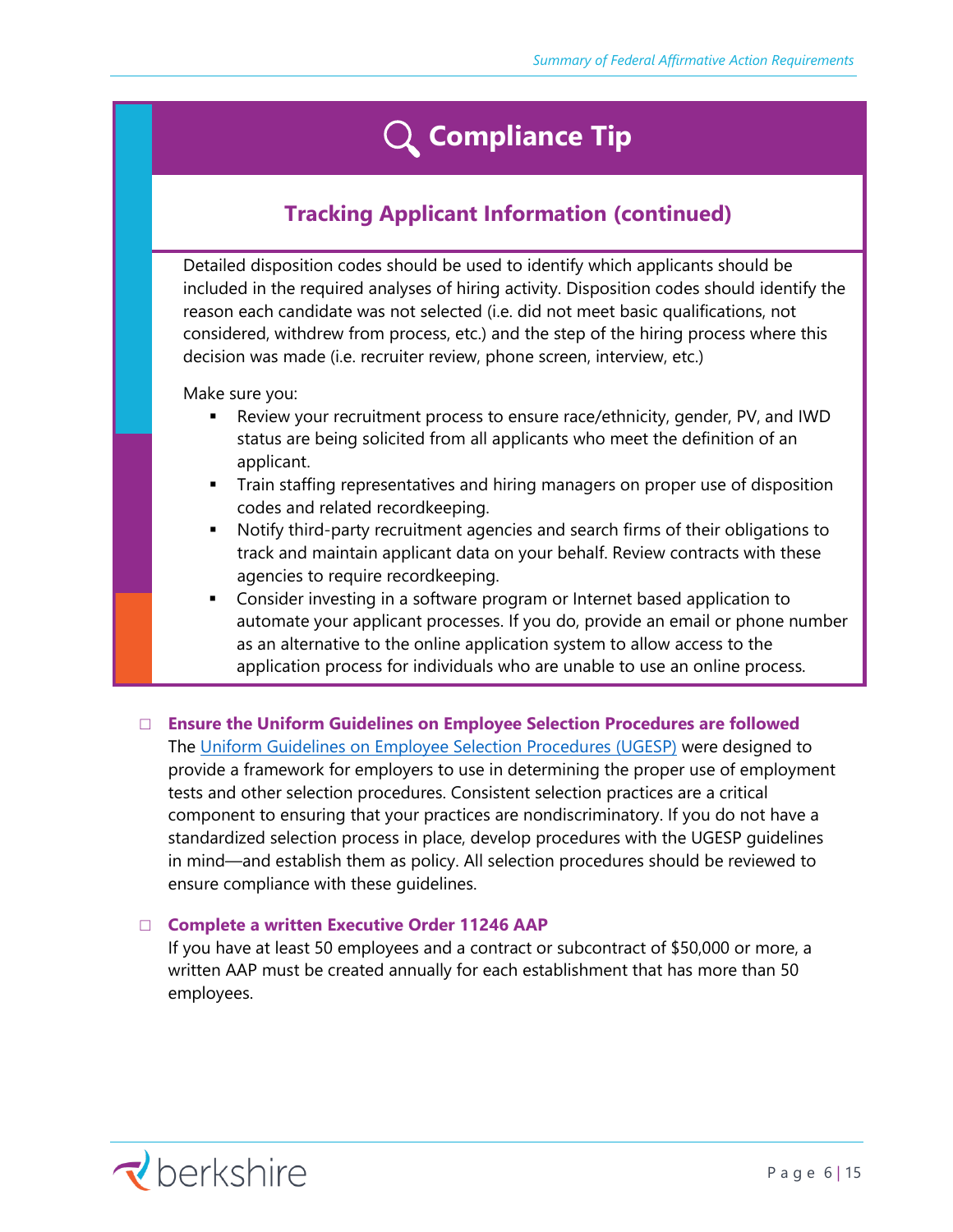## Compliance Tip

### Tracking Applicant Information (continued)

Detailed disposition codes should be used to identify which applicants should be included in the required analyses of hiring activity. Disposition codes should identify the reason each candidate was not selected (i.e. did not meet basic qualifications, not considered, withdrew from process, etc.) and the step of the hiring process where this decision was made (i.e. recruiter review, phone screen, interview, etc.)

Make sure you:

- Review your recruitment process to ensure race/ethnicity, gender, PV, and IWD status are being solicited from all applicants who meet the definition of an applicant.
- Train staffing representatives and hiring managers on proper use of disposition codes and related recordkeeping.
- Notify third-party recruitment agencies and search firms of their obligations to track and maintain applicant data on your behalf. Review contracts with these agencies to require recordkeeping.
- Consider investing in a software program or Internet based application to automate your applicant processes. If you do, provide an email or phone number as an alternative to the online application system to allow access to the application process for individuals who are unable to use an online process.

☐ **Ensure the Uniform Guidelines on Employee Selection Procedures are followed**
The Uniform Guidelines on Employee Selection Procedures (UGESP) were designed to provide a framework for employers to use in determining the proper use of employment tests and other selection procedures. Consistent selection practices are a critical component to ensuring that your practices are nondiscriminatory. If you do not have a standardized selection process in place, develop procedures with the UGESP guidelines in mind—and establish them as policy. All selection procedures should be reviewed to ensure compliance with these guidelines.

☐ **Complete a written Executive Order 11246 AAP**
If you have at least 50 employees and a contract or subcontract of $50,000 or more, a written AAP must be created annually for each establishment that has more than 50 employees.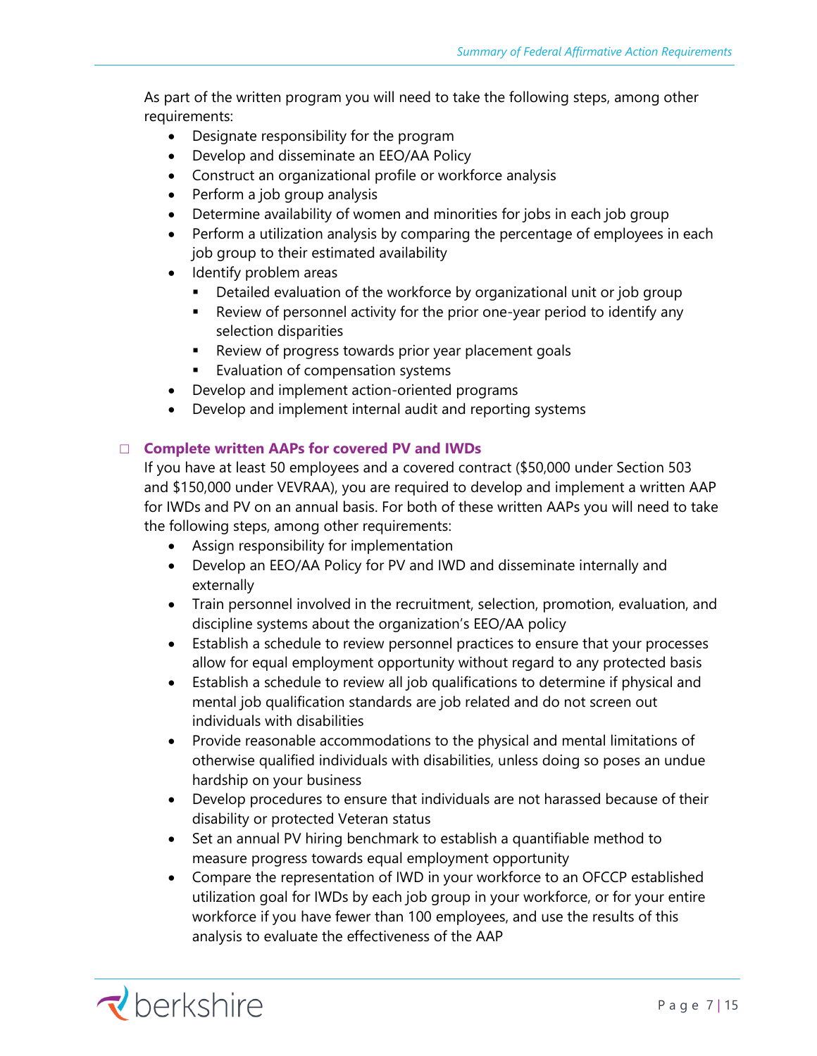As part of the written program you will need to take the following steps, among other requirements:

- Designate responsibility for the program
- Develop and disseminate an EEO/AA Policy
- Construct an organizational profile or workforce analysis
- Perform a job group analysis
- Determine availability of women and minorities for jobs in each job group
- Perform a utilization analysis by comparing the percentage of employees in each job group to their estimated availability
- Identify problem areas
  - Detailed evaluation of the workforce by organizational unit or job group
  - Review of personnel activity for the prior one-year period to identify any selection disparities
  - Review of progress towards prior year placement goals
  - Evaluation of compensation systems
- Develop and implement action-oriented programs
- Develop and implement internal audit and reporting systems

☐ **Complete written AAPs for covered PV and IWDs**

If you have at least 50 employees and a covered contract ($50,000 under Section 503 and $150,000 under VEVRAA), you are required to develop and implement a written AAP for IWDs and PV on an annual basis. For both of these written AAPs you will need to take the following steps, among other requirements:

- Assign responsibility for implementation
- Develop an EEO/AA Policy for PV and IWD and disseminate internally and externally
- Train personnel involved in the recruitment, selection, promotion, evaluation, and discipline systems about the organization's EEO/AA policy
- Establish a schedule to review personnel practices to ensure that your processes allow for equal employment opportunity without regard to any protected basis
- Establish a schedule to review all job qualifications to determine if physical and mental job qualification standards are job related and do not screen out individuals with disabilities
- Provide reasonable accommodations to the physical and mental limitations of otherwise qualified individuals with disabilities, unless doing so poses an undue hardship on your business
- Develop procedures to ensure that individuals are not harassed because of their disability or protected Veteran status
- Set an annual PV hiring benchmark to establish a quantifiable method to measure progress towards equal employment opportunity
- Compare the representation of IWD in your workforce to an OFCCP established utilization goal for IWDs by each job group in your workforce, or for your entire workforce if you have fewer than 100 employees, and use the results of this analysis to evaluate the effectiveness of the AAP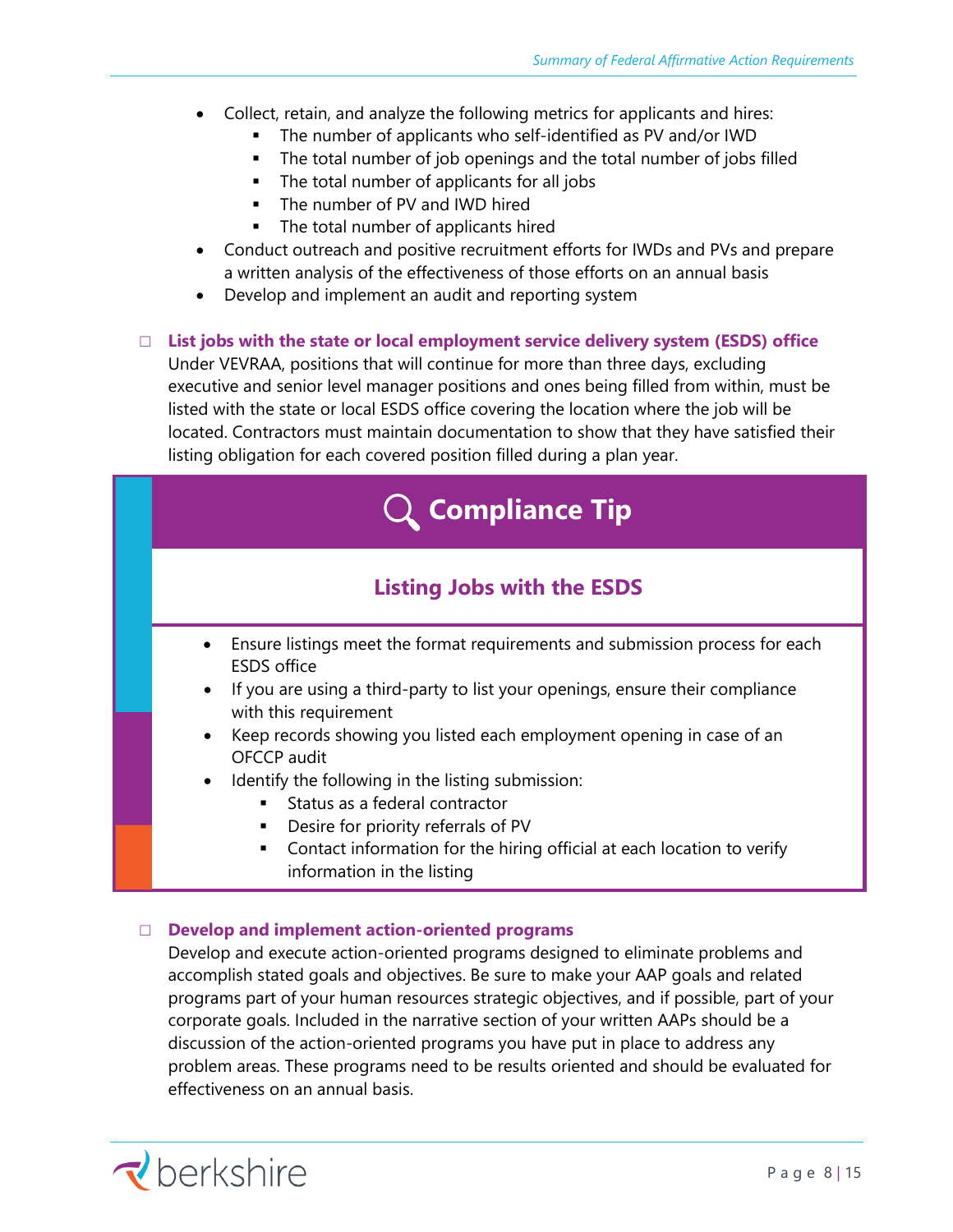- Collect, retain, and analyze the following metrics for applicants and hires:
  - The number of applicants who self-identified as PV and/or IWD
  - The total number of job openings and the total number of jobs filled
  - The total number of applicants for all jobs
  - The number of PV and IWD hired
  - The total number of applicants hired
- Conduct outreach and positive recruitment efforts for IWDs and PVs and prepare a written analysis of the effectiveness of those efforts on an annual basis
- Develop and implement an audit and reporting system

☐ **List jobs with the state or local employment service delivery system (ESDS) office**
Under VEVRAA, positions that will continue for more than three days, excluding executive and senior level manager positions and ones being filled from within, must be listed with the state or local ESDS office covering the location where the job will be located. Contractors must maintain documentation to show that they have satisfied their listing obligation for each covered position filled during a plan year.

## Compliance Tip

### Listing Jobs with the ESDS

- Ensure listings meet the format requirements and submission process for each ESDS office
- If you are using a third-party to list your openings, ensure their compliance with this requirement
- Keep records showing you listed each employment opening in case of an OFCCP audit
- Identify the following in the listing submission:
  - Status as a federal contractor
  - Desire for priority referrals of PV
  - Contact information for the hiring official at each location to verify information in the listing

☐ **Develop and implement action-oriented programs**
Develop and execute action-oriented programs designed to eliminate problems and accomplish stated goals and objectives. Be sure to make your AAP goals and related programs part of your human resources strategic objectives, and if possible, part of your corporate goals. Included in the narrative section of your written AAPs should be a discussion of the action-oriented programs you have put in place to address any problem areas. These programs need to be results oriented and should be evaluated for effectiveness on an annual basis.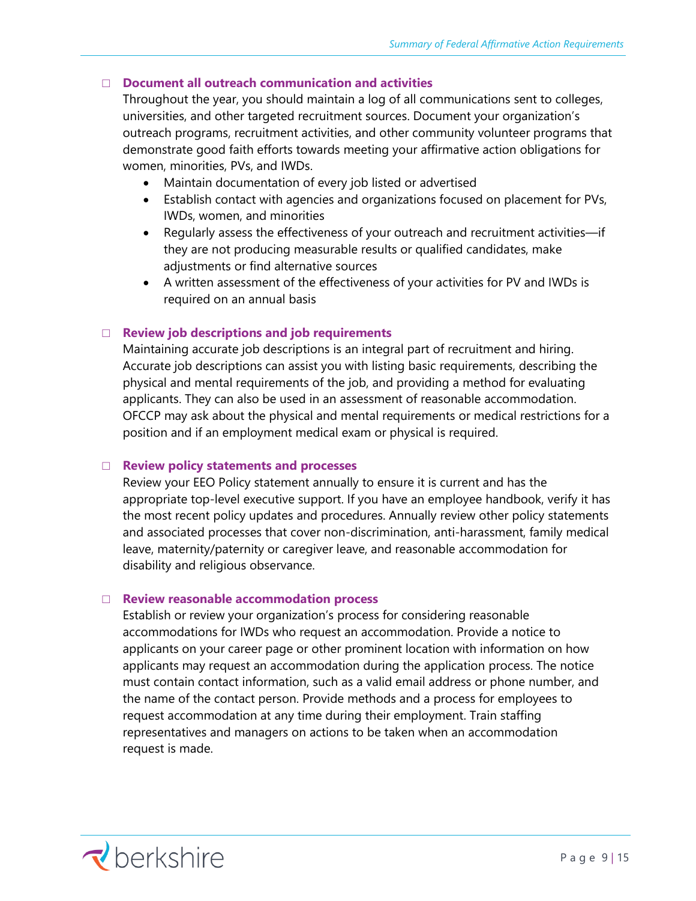- ☐ **Document all outreach communication and activities**

  Throughout the year, you should maintain a log of all communications sent to colleges, universities, and other targeted recruitment sources. Document your organization's outreach programs, recruitment activities, and other community volunteer programs that demonstrate good faith efforts towards meeting your affirmative action obligations for women, minorities, PVs, and IWDs.

  - Maintain documentation of every job listed or advertised
  - Establish contact with agencies and organizations focused on placement for PVs, IWDs, women, and minorities
  - Regularly assess the effectiveness of your outreach and recruitment activities—if they are not producing measurable results or qualified candidates, make adjustments or find alternative sources
  - A written assessment of the effectiveness of your activities for PV and IWDs is required on an annual basis

- ☐ **Review job descriptions and job requirements**

  Maintaining accurate job descriptions is an integral part of recruitment and hiring. Accurate job descriptions can assist you with listing basic requirements, describing the physical and mental requirements of the job, and providing a method for evaluating applicants. They can also be used in an assessment of reasonable accommodation. OFCCP may ask about the physical and mental requirements or medical restrictions for a position and if an employment medical exam or physical is required.

- ☐ **Review policy statements and processes**

  Review your EEO Policy statement annually to ensure it is current and has the appropriate top-level executive support. If you have an employee handbook, verify it has the most recent policy updates and procedures. Annually review other policy statements and associated processes that cover non-discrimination, anti-harassment, family medical leave, maternity/paternity or caregiver leave, and reasonable accommodation for disability and religious observance.

- ☐ **Review reasonable accommodation process**

  Establish or review your organization's process for considering reasonable accommodations for IWDs who request an accommodation. Provide a notice to applicants on your career page or other prominent location with information on how applicants may request an accommodation during the application process. The notice must contain contact information, such as a valid email address or phone number, and the name of the contact person. Provide methods and a process for employees to request accommodation at any time during their employment. Train staffing representatives and managers on actions to be taken when an accommodation request is made.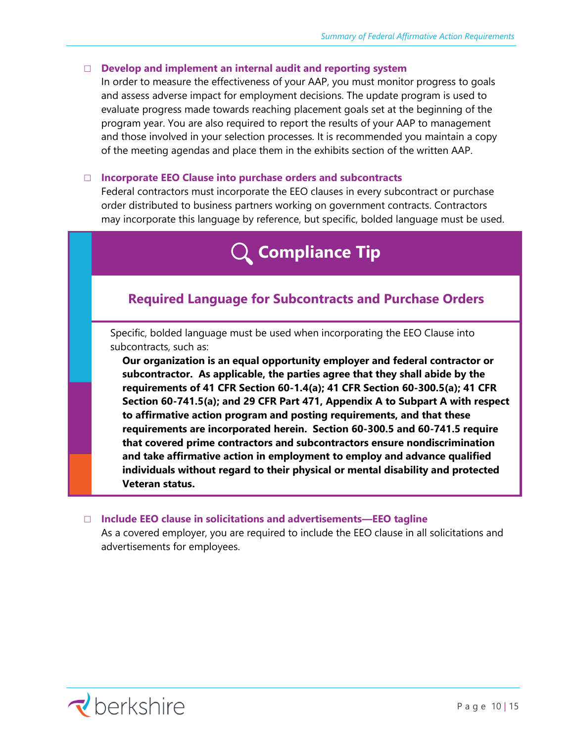- ☐ **Develop and implement an internal audit and reporting system**

  In order to measure the effectiveness of your AAP, you must monitor progress to goals and assess adverse impact for employment decisions. The update program is used to evaluate progress made towards reaching placement goals set at the beginning of the program year. You are also required to report the results of your AAP to management and those involved in your selection processes. It is recommended you maintain a copy of the meeting agendas and place them in the exhibits section of the written AAP.

- ☐ **Incorporate EEO Clause into purchase orders and subcontracts**

  Federal contractors must incorporate the EEO clauses in every subcontract or purchase order distributed to business partners working on government contracts. Contractors may incorporate this language by reference, but specific, bolded language must be used.

## Compliance Tip

### Required Language for Subcontracts and Purchase Orders

Specific, bolded language must be used when incorporating the EEO Clause into subcontracts, such as:

> **Our organization is an equal opportunity employer and federal contractor or subcontractor. As applicable, the parties agree that they shall abide by the requirements of 41 CFR Section 60-1.4(a); 41 CFR Section 60-300.5(a); 41 CFR Section 60-741.5(a); and 29 CFR Part 471, Appendix A to Subpart A with respect to affirmative action program and posting requirements, and that these requirements are incorporated herein. Section 60-300.5 and 60-741.5 require that covered prime contractors and subcontractors ensure nondiscrimination and take affirmative action in employment to employ and advance qualified individuals without regard to their physical or mental disability and protected Veteran status.**

- ☐ **Include EEO clause in solicitations and advertisements—EEO tagline**

  As a covered employer, you are required to include the EEO clause in all solicitations and advertisements for employees.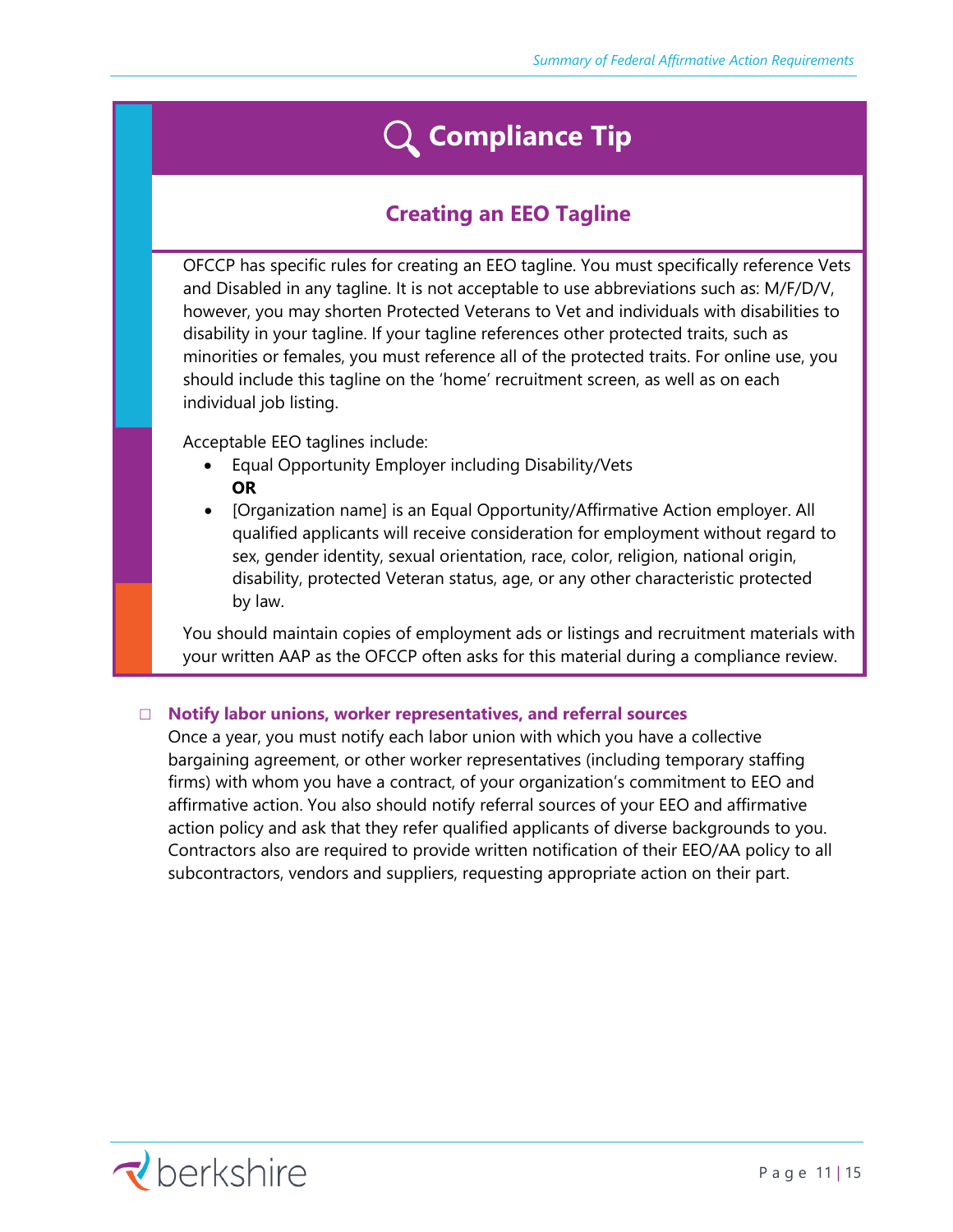## Compliance Tip

### Creating an EEO Tagline

OFCCP has specific rules for creating an EEO tagline. You must specifically reference Vets and Disabled in any tagline. It is not acceptable to use abbreviations such as: M/F/D/V, however, you may shorten Protected Veterans to Vet and individuals with disabilities to disability in your tagline. If your tagline references other protected traits, such as minorities or females, you must reference all of the protected traits. For online use, you should include this tagline on the 'home' recruitment screen, as well as on each individual job listing.

Acceptable EEO taglines include:

- Equal Opportunity Employer including Disability/Vets
  **OR**
- [Organization name] is an Equal Opportunity/Affirmative Action employer. All qualified applicants will receive consideration for employment without regard to sex, gender identity, sexual orientation, race, color, religion, national origin, disability, protected Veteran status, age, or any other characteristic protected by law.

You should maintain copies of employment ads or listings and recruitment materials with your written AAP as the OFCCP often asks for this material during a compliance review.

- ☐ **Notify labor unions, worker representatives, and referral sources**
  Once a year, you must notify each labor union with which you have a collective bargaining agreement, or other worker representatives (including temporary staffing firms) with whom you have a contract, of your organization's commitment to EEO and affirmative action. You also should notify referral sources of your EEO and affirmative action policy and ask that they refer qualified applicants of diverse backgrounds to you. Contractors also are required to provide written notification of their EEO/AA policy to all subcontractors, vendors and suppliers, requesting appropriate action on their part.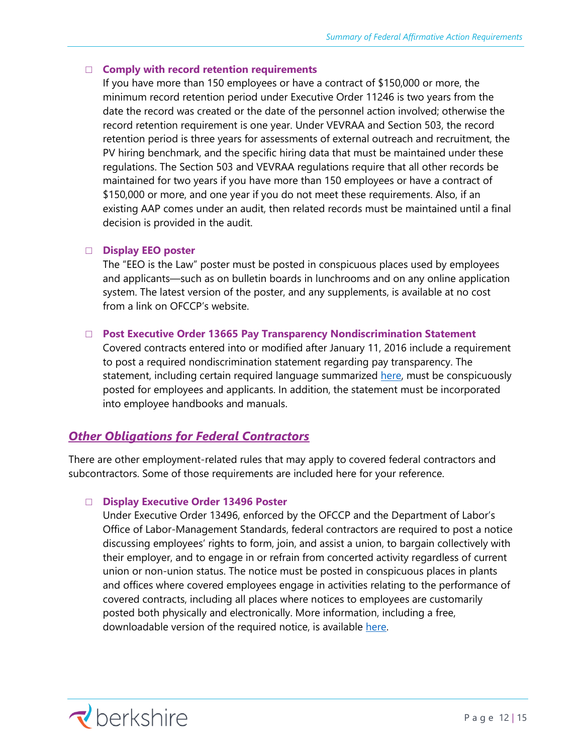- ☐ **Comply with record retention requirements**
  If you have more than 150 employees or have a contract of $150,000 or more, the minimum record retention period under Executive Order 11246 is two years from the date the record was created or the date of the personnel action involved; otherwise the record retention requirement is one year. Under VEVRAA and Section 503, the record retention period is three years for assessments of external outreach and recruitment, the PV hiring benchmark, and the specific hiring data that must be maintained under these regulations. The Section 503 and VEVRAA regulations require that all other records be maintained for two years if you have more than 150 employees or have a contract of $150,000 or more, and one year if you do not meet these requirements. Also, if an existing AAP comes under an audit, then related records must be maintained until a final decision is provided in the audit.

- ☐ **Display EEO poster**
  The "EEO is the Law" poster must be posted in conspicuous places used by employees and applicants—such as on bulletin boards in lunchrooms and on any online application system. The latest version of the poster, and any supplements, is available at no cost from a link on OFCCP's website.

- ☐ **Post Executive Order 13665 Pay Transparency Nondiscrimination Statement**
  Covered contracts entered into or modified after January 11, 2016 include a requirement to post a required nondiscrimination statement regarding pay transparency. The statement, including certain required language summarized here, must be conspicuously posted for employees and applicants. In addition, the statement must be incorporated into employee handbooks and manuals.

## *Other Obligations for Federal Contractors*

There are other employment-related rules that may apply to covered federal contractors and subcontractors. Some of those requirements are included here for your reference.

- ☐ **Display Executive Order 13496 Poster**
  Under Executive Order 13496, enforced by the OFCCP and the Department of Labor's Office of Labor-Management Standards, federal contractors are required to post a notice discussing employees' rights to form, join, and assist a union, to bargain collectively with their employer, and to engage in or refrain from concerted activity regardless of current union or non-union status. The notice must be posted in conspicuous places in plants and offices where covered employees engage in activities relating to the performance of covered contracts, including all places where notices to employees are customarily posted both physically and electronically. More information, including a free, downloadable version of the required notice, is available here.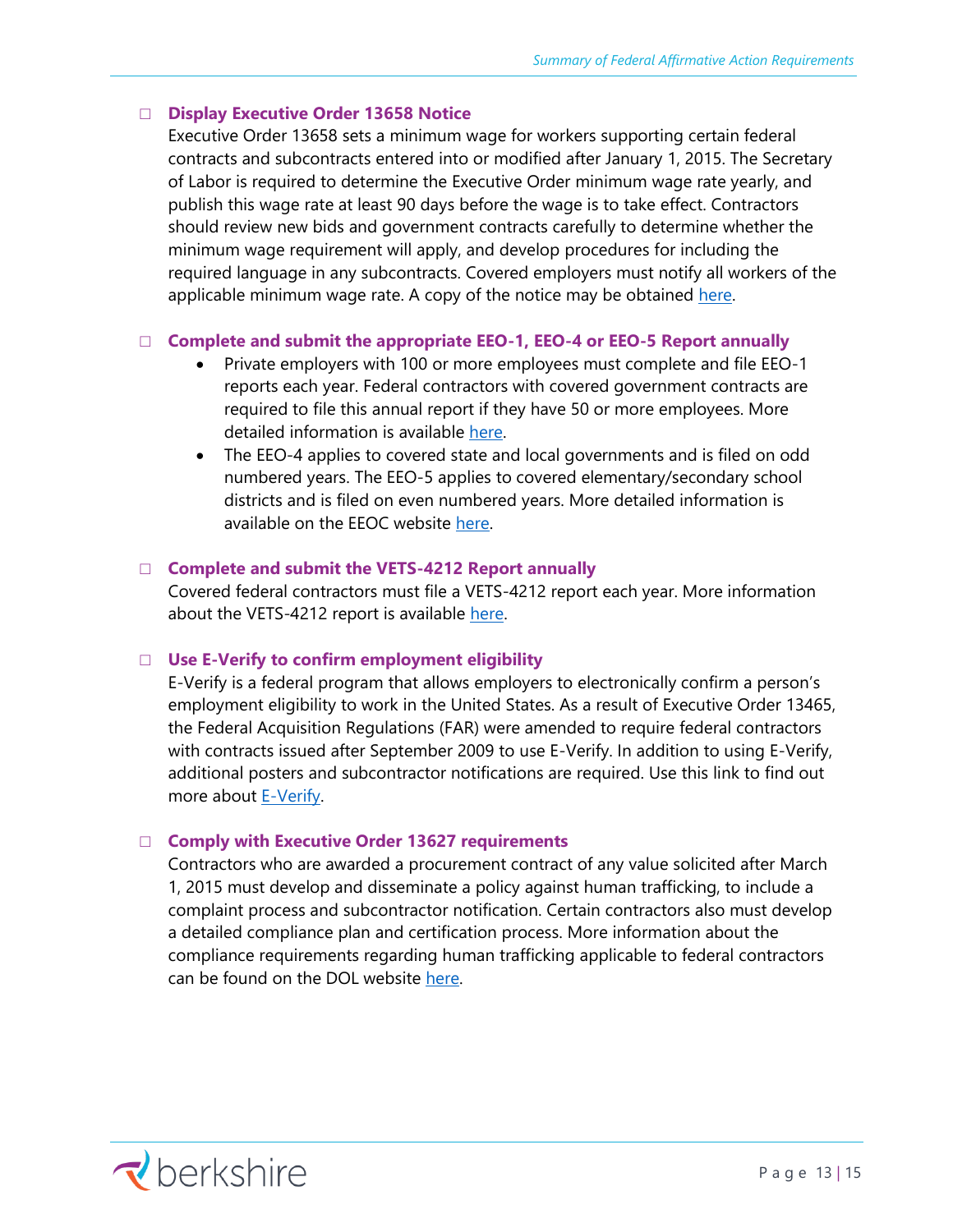- ☐ **Display Executive Order 13658 Notice**

  Executive Order 13658 sets a minimum wage for workers supporting certain federal contracts and subcontracts entered into or modified after January 1, 2015. The Secretary of Labor is required to determine the Executive Order minimum wage rate yearly, and publish this wage rate at least 90 days before the wage is to take effect. Contractors should review new bids and government contracts carefully to determine whether the minimum wage requirement will apply, and develop procedures for including the required language in any subcontracts. Covered employers must notify all workers of the applicable minimum wage rate. A copy of the notice may be obtained here.

- ☐ **Complete and submit the appropriate EEO-1, EEO-4 or EEO-5 Report annually**
  - Private employers with 100 or more employees must complete and file EEO-1 reports each year. Federal contractors with covered government contracts are required to file this annual report if they have 50 or more employees. More detailed information is available here.
  - The EEO-4 applies to covered state and local governments and is filed on odd numbered years. The EEO-5 applies to covered elementary/secondary school districts and is filed on even numbered years. More detailed information is available on the EEOC website here.

- ☐ **Complete and submit the VETS-4212 Report annually**

  Covered federal contractors must file a VETS-4212 report each year. More information about the VETS-4212 report is available here.

- ☐ **Use E-Verify to confirm employment eligibility**

  E-Verify is a federal program that allows employers to electronically confirm a person's employment eligibility to work in the United States. As a result of Executive Order 13465, the Federal Acquisition Regulations (FAR) were amended to require federal contractors with contracts issued after September 2009 to use E-Verify. In addition to using E-Verify, additional posters and subcontractor notifications are required. Use this link to find out more about E-Verify.

- ☐ **Comply with Executive Order 13627 requirements**

  Contractors who are awarded a procurement contract of any value solicited after March 1, 2015 must develop and disseminate a policy against human trafficking, to include a complaint process and subcontractor notification. Certain contractors also must develop a detailed compliance plan and certification process. More information about the compliance requirements regarding human trafficking applicable to federal contractors can be found on the DOL website here.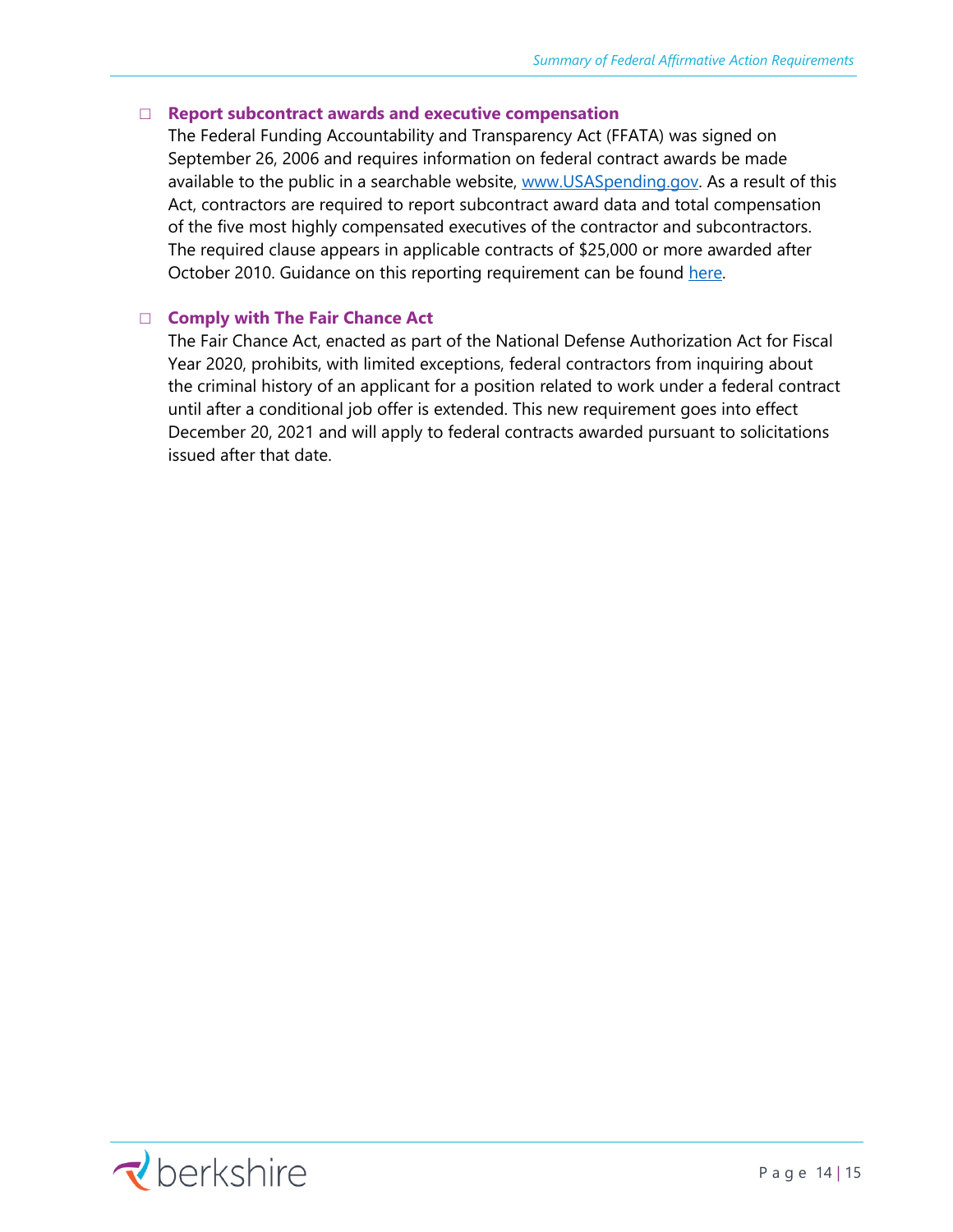- ☐ **Report subcontract awards and executive compensation**

  The Federal Funding Accountability and Transparency Act (FFATA) was signed on September 26, 2006 and requires information on federal contract awards be made available to the public in a searchable website, [www.USASpending.gov](http://www.USASpending.gov). As a result of this Act, contractors are required to report subcontract award data and total compensation of the five most highly compensated executives of the contractor and subcontractors. The required clause appears in applicable contracts of $25,000 or more awarded after October 2010. Guidance on this reporting requirement can be found here.

- ☐ **Comply with The Fair Chance Act**

  The Fair Chance Act, enacted as part of the National Defense Authorization Act for Fiscal Year 2020, prohibits, with limited exceptions, federal contractors from inquiring about the criminal history of an applicant for a position related to work under a federal contract until after a conditional job offer is extended. This new requirement goes into effect December 20, 2021 and will apply to federal contracts awarded pursuant to solicitations issued after that date.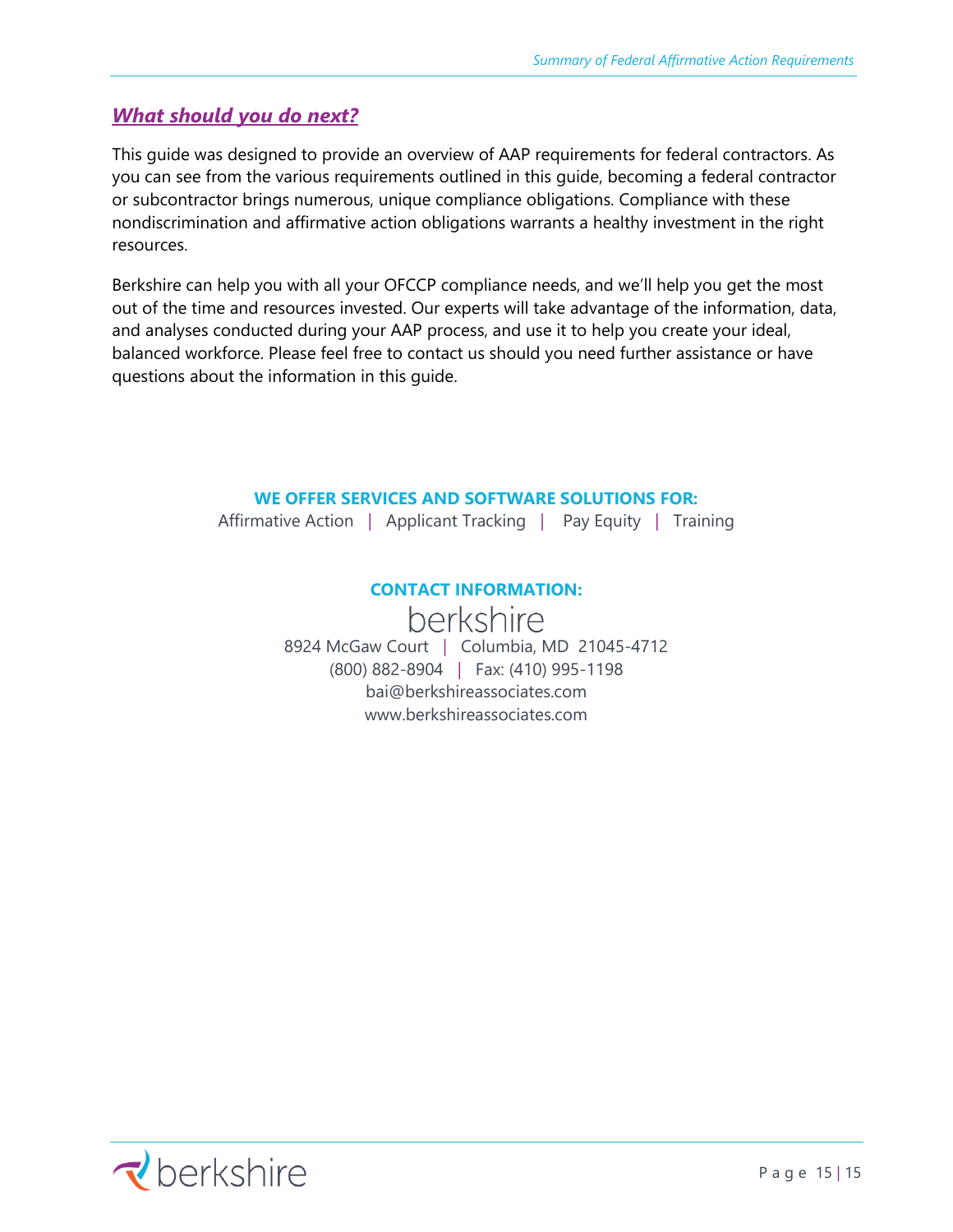## ***What should you do next?***

This guide was designed to provide an overview of AAP requirements for federal contractors. As you can see from the various requirements outlined in this guide, becoming a federal contractor or subcontractor brings numerous, unique compliance obligations. Compliance with these nondiscrimination and affirmative action obligations warrants a healthy investment in the right resources.

Berkshire can help you with all your OFCCP compliance needs, and we'll help you get the most out of the time and resources invested. Our experts will take advantage of the information, data, and analyses conducted during your AAP process, and use it to help you create your ideal, balanced workforce. Please feel free to contact us should you need further assistance or have questions about the information in this guide.

**WE OFFER SERVICES AND SOFTWARE SOLUTIONS FOR:**

Affirmative Action | Applicant Tracking | Pay Equity | Training

**CONTACT INFORMATION:**

berkshire

8924 McGaw Court | Columbia, MD 21045-4712

(800) 882-8904 | Fax: (410) 995-1198

bai@berkshireassociates.com

www.berkshireassociates.com